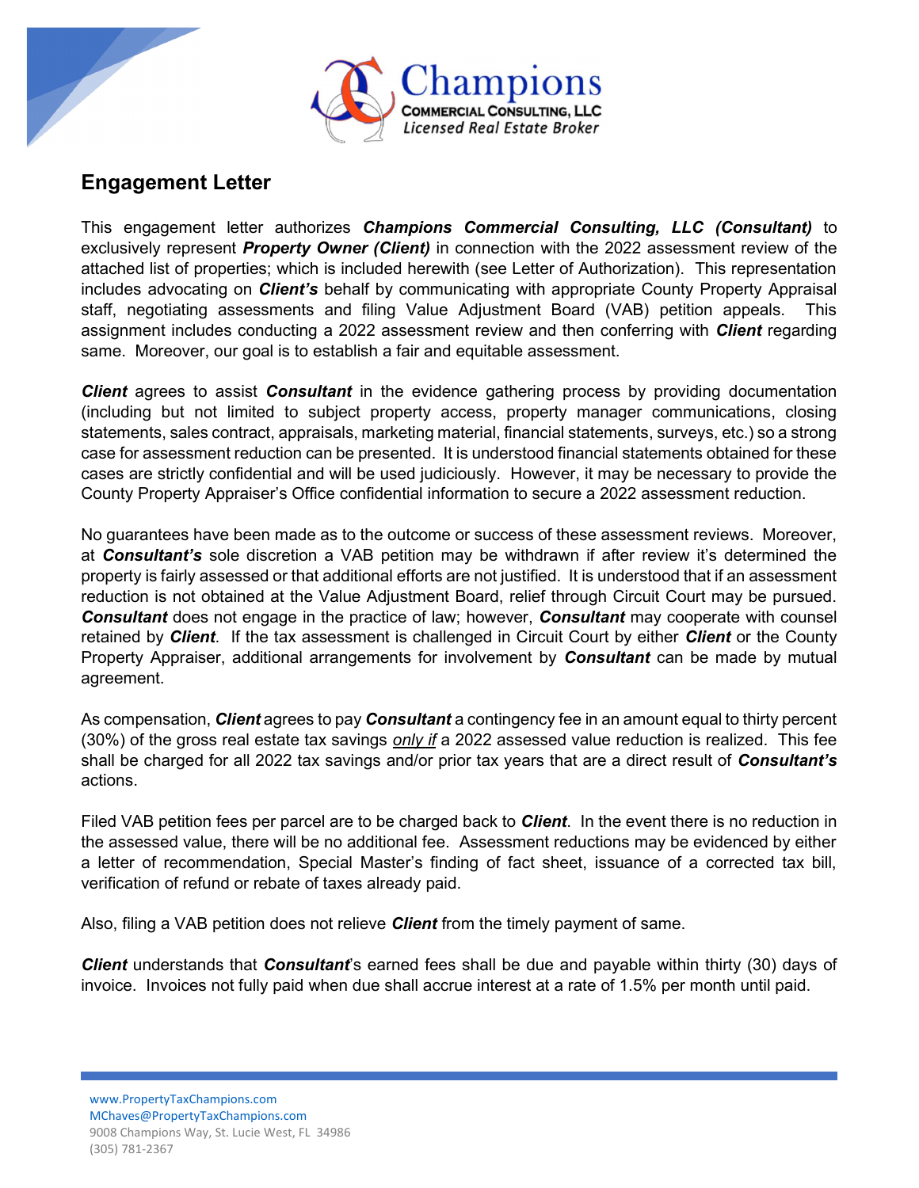Champions
COMMERCIAL CONSULTING, LLC
*Licensed Real Estate Broker*

## Engagement Letter

This engagement letter authorizes ***Champions Commercial Consulting, LLC (Consultant)*** to exclusively represent ***Property Owner (Client)*** in connection with the 2022 assessment review of the attached list of properties; which is included herewith (see Letter of Authorization). This representation includes advocating on ***Client's*** behalf by communicating with appropriate County Property Appraisal staff, negotiating assessments and filing Value Adjustment Board (VAB) petition appeals. This assignment includes conducting a 2022 assessment review and then conferring with ***Client*** regarding same. Moreover, our goal is to establish a fair and equitable assessment.

***Client*** agrees to assist ***Consultant*** in the evidence gathering process by providing documentation (including but not limited to subject property access, property manager communications, closing statements, sales contract, appraisals, marketing material, financial statements, surveys, etc.) so a strong case for assessment reduction can be presented. It is understood financial statements obtained for these cases are strictly confidential and will be used judiciously. However, it may be necessary to provide the County Property Appraiser's Office confidential information to secure a 2022 assessment reduction.

No guarantees have been made as to the outcome or success of these assessment reviews. Moreover, at ***Consultant's*** sole discretion a VAB petition may be withdrawn if after review it's determined the property is fairly assessed or that additional efforts are not justified. It is understood that if an assessment reduction is not obtained at the Value Adjustment Board, relief through Circuit Court may be pursued. ***Consultant*** does not engage in the practice of law; however, ***Consultant*** may cooperate with counsel retained by ***Client***. If the tax assessment is challenged in Circuit Court by either ***Client*** or the County Property Appraiser, additional arrangements for involvement by ***Consultant*** can be made by mutual agreement.

As compensation, ***Client*** agrees to pay ***Consultant*** a contingency fee in an amount equal to thirty percent (30%) of the gross real estate tax savings *only if* a 2022 assessed value reduction is realized. This fee shall be charged for all 2022 tax savings and/or prior tax years that are a direct result of ***Consultant's*** actions.

Filed VAB petition fees per parcel are to be charged back to ***Client***. In the event there is no reduction in the assessed value, there will be no additional fee. Assessment reductions may be evidenced by either a letter of recommendation, Special Master's finding of fact sheet, issuance of a corrected tax bill, verification of refund or rebate of taxes already paid.

Also, filing a VAB petition does not relieve ***Client*** from the timely payment of same.

***Client*** understands that ***Consultant***'s earned fees shall be due and payable within thirty (30) days of invoice. Invoices not fully paid when due shall accrue interest at a rate of 1.5% per month until paid.

www.PropertyTaxChampions.com
MChaves@PropertyTaxChampions.com
9008 Champions Way, St. Lucie West, FL 34986
(305) 781-2367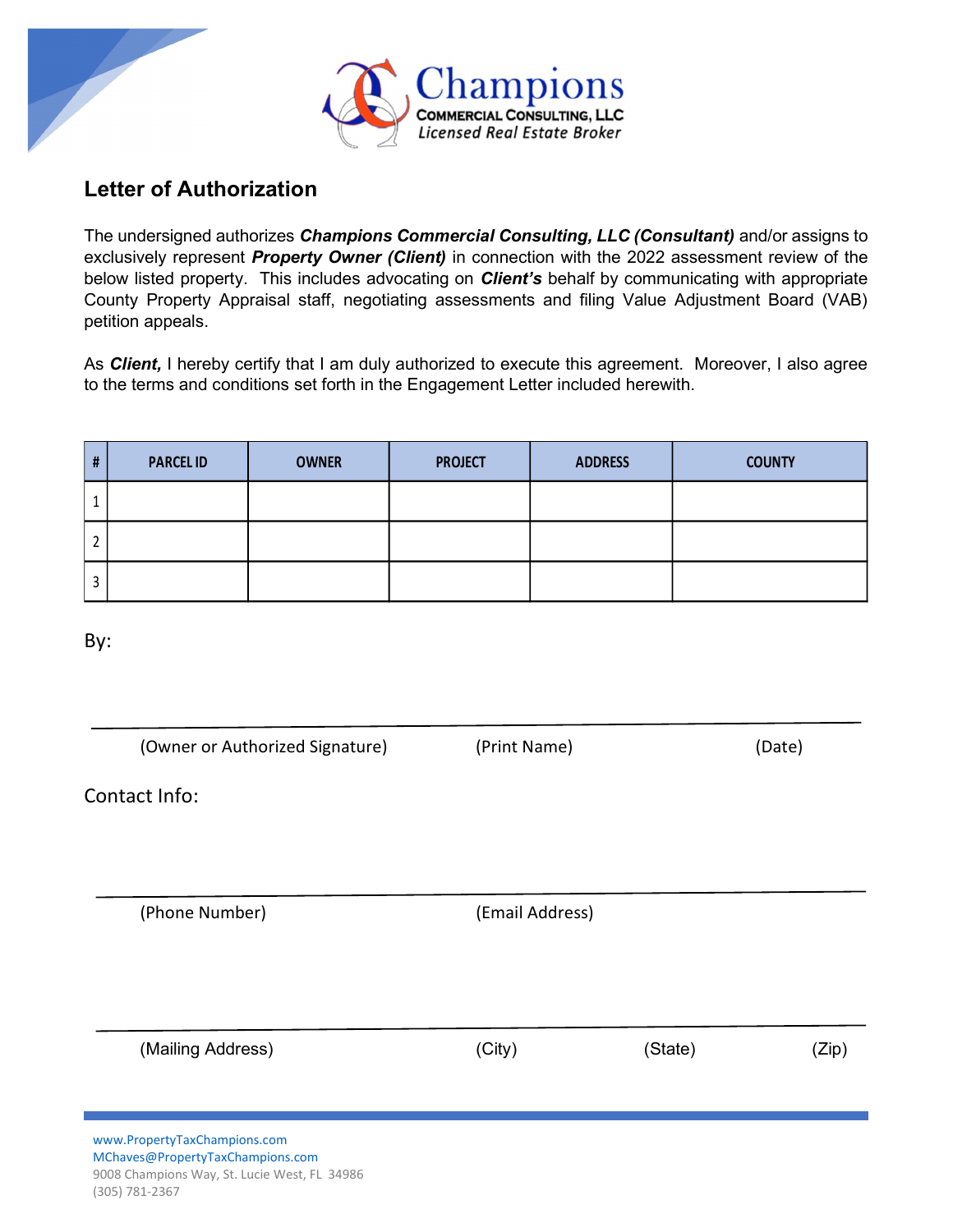Champions

COMMERCIAL CONSULTING, LLC

*Licensed Real Estate Broker*

## Letter of Authorization

The undersigned authorizes ***Champions Commercial Consulting, LLC (Consultant)*** and/or assigns to exclusively represent ***Property Owner (Client)*** in connection with the 2022 assessment review of the below listed property. This includes advocating on ***Client's*** behalf by communicating with appropriate County Property Appraisal staff, negotiating assessments and filing Value Adjustment Board (VAB) petition appeals.

As ***Client,*** I hereby certify that I am duly authorized to execute this agreement. Moreover, I also agree to the terms and conditions set forth in the Engagement Letter included herewith.

| # | PARCEL ID | OWNER | PROJECT | ADDRESS | COUNTY |
|---|---|---|---|---|---|
| 1 | | | | | |
| 2 | | | | | |
| 3 | | | | | |

By:

______________________________________________________________________

(Owner or Authorized Signature) (Print Name) (Date)

Contact Info:

______________________________________________________________________

(Phone Number) (Email Address)

______________________________________________________________________

(Mailing Address) (City) (State) (Zip)

www.PropertyTaxChampions.com
MChaves@PropertyTaxChampions.com
9008 Champions Way, St. Lucie West, FL 34986
(305) 781-2367